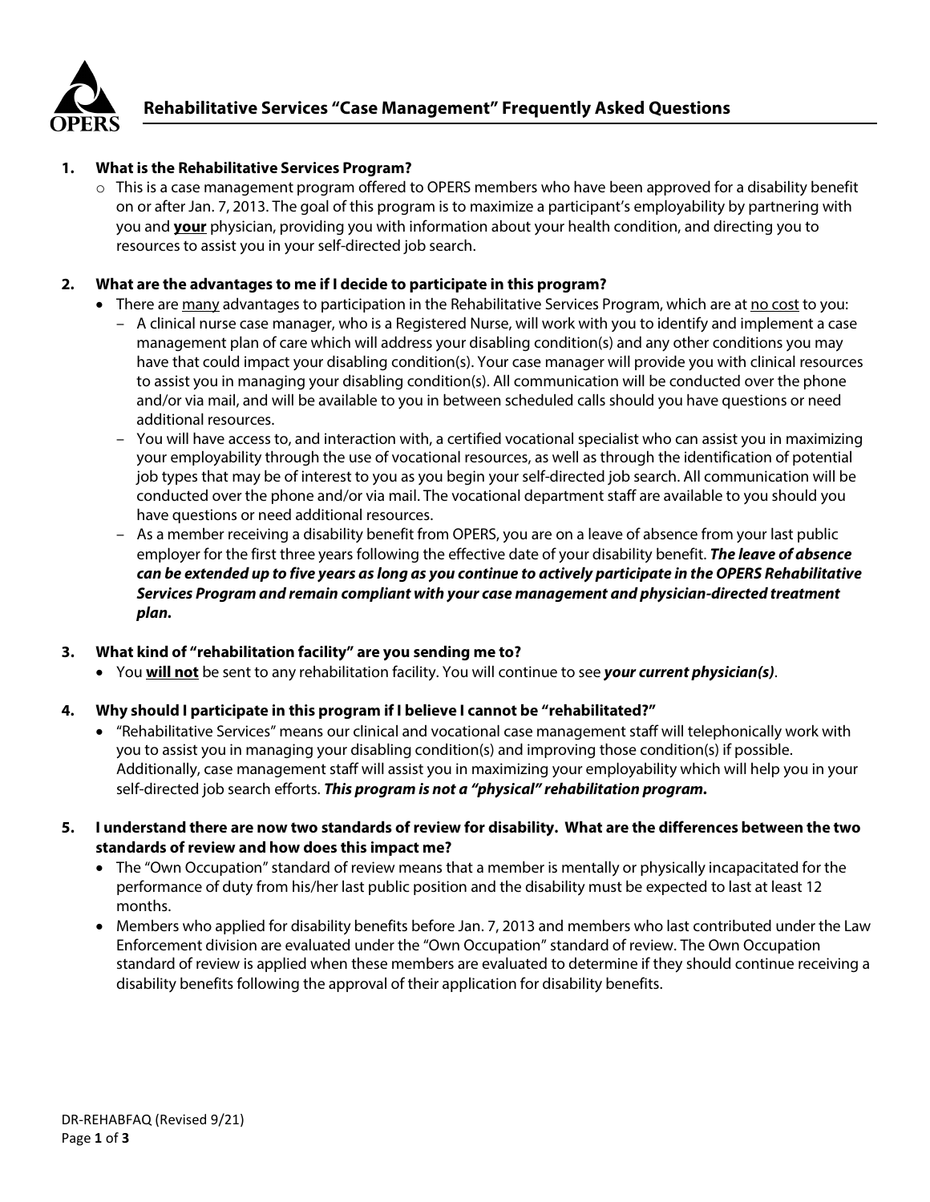## Rehabilitative Services "Case Management" Frequently Asked Questions

**1. What is the Rehabilitative Services Program?**

- This is a case management program offered to OPERS members who have been approved for a disability benefit on or after Jan. 7, 2013. The goal of this program is to maximize a participant's employability by partnering with you and **your** physician, providing you with information about your health condition, and directing you to resources to assist you in your self-directed job search.

**2. What are the advantages to me if I decide to participate in this program?**

- There are many advantages to participation in the Rehabilitative Services Program, which are at no cost to you:
  - A clinical nurse case manager, who is a Registered Nurse, will work with you to identify and implement a case management plan of care which will address your disabling condition(s) and any other conditions you may have that could impact your disabling condition(s). Your case manager will provide you with clinical resources to assist you in managing your disabling condition(s). All communication will be conducted over the phone and/or via mail, and will be available to you in between scheduled calls should you have questions or need additional resources.
  - You will have access to, and interaction with, a certified vocational specialist who can assist you in maximizing your employability through the use of vocational resources, as well as through the identification of potential job types that may be of interest to you as you begin your self-directed job search. All communication will be conducted over the phone and/or via mail. The vocational department staff are available to you should you have questions or need additional resources.
  - As a member receiving a disability benefit from OPERS, you are on a leave of absence from your last public employer for the first three years following the effective date of your disability benefit. ***The leave of absence can be extended up to five years as long as you continue to actively participate in the OPERS Rehabilitative Services Program and remain compliant with your case management and physician-directed treatment plan.***

**3. What kind of "rehabilitation facility" are you sending me to?**

- You **will not** be sent to any rehabilitation facility. You will continue to see ***your current physician(s)***.

**4. Why should I participate in this program if I believe I cannot be "rehabilitated?"**

- "Rehabilitative Services" means our clinical and vocational case management staff will telephonically work with you to assist you in managing your disabling condition(s) and improving those condition(s) if possible. Additionally, case management staff will assist you in maximizing your employability which will help you in your self-directed job search efforts. ***This program is not a "physical" rehabilitation program.***

**5. I understand there are now two standards of review for disability. What are the differences between the two standards of review and how does this impact me?**

- The "Own Occupation" standard of review means that a member is mentally or physically incapacitated for the performance of duty from his/her last public position and the disability must be expected to last at least 12 months.
- Members who applied for disability benefits before Jan. 7, 2013 and members who last contributed under the Law Enforcement division are evaluated under the "Own Occupation" standard of review. The Own Occupation standard of review is applied when these members are evaluated to determine if they should continue receiving a disability benefits following the approval of their application for disability benefits.

DR-REHABFAQ (Revised 9/21)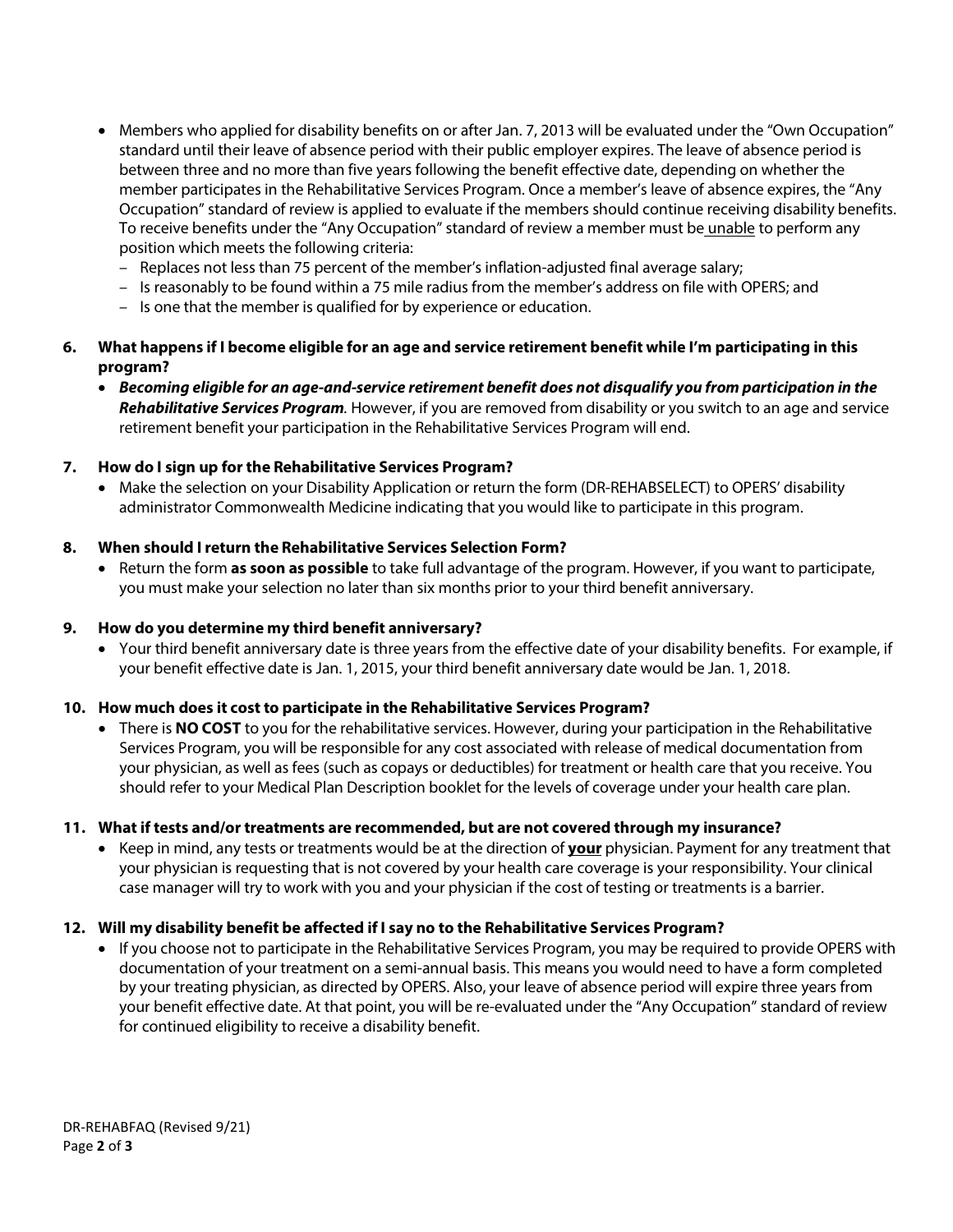- Members who applied for disability benefits on or after Jan. 7, 2013 will be evaluated under the "Own Occupation" standard until their leave of absence period with their public employer expires. The leave of absence period is between three and no more than five years following the benefit effective date, depending on whether the member participates in the Rehabilitative Services Program. Once a member's leave of absence expires, the "Any Occupation" standard of review is applied to evaluate if the members should continue receiving disability benefits. To receive benefits under the "Any Occupation" standard of review a member must be unable to perform any position which meets the following criteria:
  - Replaces not less than 75 percent of the member's inflation-adjusted final average salary;
  - Is reasonably to be found within a 75 mile radius from the member's address on file with OPERS; and
  - Is one that the member is qualified for by experience or education.

**6. What happens if I become eligible for an age and service retirement benefit while I'm participating in this program?**

- ***Becoming eligible for an age-and-service retirement benefit does not disqualify you from participation in the Rehabilitative Services Program.*** However, if you are removed from disability or you switch to an age and service retirement benefit your participation in the Rehabilitative Services Program will end.

**7. How do I sign up for the Rehabilitative Services Program?**

- Make the selection on your Disability Application or return the form (DR-REHABSELECT) to OPERS' disability administrator Commonwealth Medicine indicating that you would like to participate in this program.

**8. When should I return the Rehabilitative Services Selection Form?**

- Return the form **as soon as possible** to take full advantage of the program. However, if you want to participate, you must make your selection no later than six months prior to your third benefit anniversary.

**9. How do you determine my third benefit anniversary?**

- Your third benefit anniversary date is three years from the effective date of your disability benefits. For example, if your benefit effective date is Jan. 1, 2015, your third benefit anniversary date would be Jan. 1, 2018.

**10. How much does it cost to participate in the Rehabilitative Services Program?**

- There is **NO COST** to you for the rehabilitative services. However, during your participation in the Rehabilitative Services Program, you will be responsible for any cost associated with release of medical documentation from your physician, as well as fees (such as copays or deductibles) for treatment or health care that you receive. You should refer to your Medical Plan Description booklet for the levels of coverage under your health care plan.

**11. What if tests and/or treatments are recommended, but are not covered through my insurance?**

- Keep in mind, any tests or treatments would be at the direction of **your** physician. Payment for any treatment that your physician is requesting that is not covered by your health care coverage is your responsibility. Your clinical case manager will try to work with you and your physician if the cost of testing or treatments is a barrier.

**12. Will my disability benefit be affected if I say no to the Rehabilitative Services Program?**

- If you choose not to participate in the Rehabilitative Services Program, you may be required to provide OPERS with documentation of your treatment on a semi-annual basis. This means you would need to have a form completed by your treating physician, as directed by OPERS. Also, your leave of absence period will expire three years from your benefit effective date. At that point, you will be re-evaluated under the "Any Occupation" standard of review for continued eligibility to receive a disability benefit.

DR-REHABFAQ (Revised 9/21)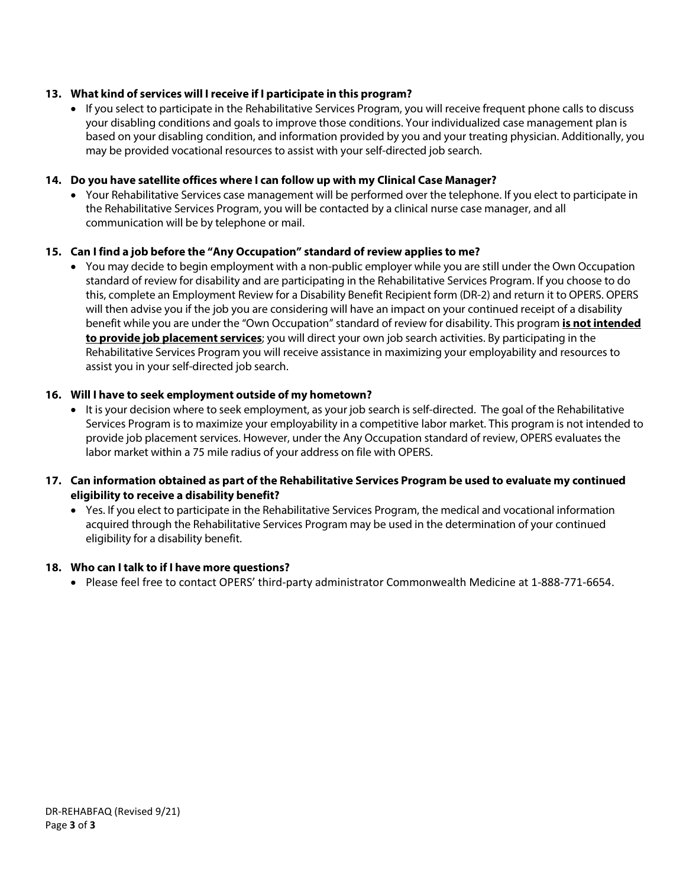**13. What kind of services will I receive if I participate in this program?**

- If you select to participate in the Rehabilitative Services Program, you will receive frequent phone calls to discuss your disabling conditions and goals to improve those conditions. Your individualized case management plan is based on your disabling condition, and information provided by you and your treating physician. Additionally, you may be provided vocational resources to assist with your self-directed job search.

**14. Do you have satellite offices where I can follow up with my Clinical Case Manager?**

- Your Rehabilitative Services case management will be performed over the telephone. If you elect to participate in the Rehabilitative Services Program, you will be contacted by a clinical nurse case manager, and all communication will be by telephone or mail.

**15. Can I find a job before the "Any Occupation" standard of review applies to me?**

- You may decide to begin employment with a non-public employer while you are still under the Own Occupation standard of review for disability and are participating in the Rehabilitative Services Program. If you choose to do this, complete an Employment Review for a Disability Benefit Recipient form (DR-2) and return it to OPERS. OPERS will then advise you if the job you are considering will have an impact on your continued receipt of a disability benefit while you are under the "Own Occupation" standard of review for disability. This program **is not intended to provide job placement services**; you will direct your own job search activities. By participating in the Rehabilitative Services Program you will receive assistance in maximizing your employability and resources to assist you in your self-directed job search.

**16. Will I have to seek employment outside of my hometown?**

- It is your decision where to seek employment, as your job search is self-directed. The goal of the Rehabilitative Services Program is to maximize your employability in a competitive labor market. This program is not intended to provide job placement services. However, under the Any Occupation standard of review, OPERS evaluates the labor market within a 75 mile radius of your address on file with OPERS.

**17. Can information obtained as part of the Rehabilitative Services Program be used to evaluate my continued eligibility to receive a disability benefit?**

- Yes. If you elect to participate in the Rehabilitative Services Program, the medical and vocational information acquired through the Rehabilitative Services Program may be used in the determination of your continued eligibility for a disability benefit.

**18. Who can I talk to if I have more questions?**

- Please feel free to contact OPERS' third-party administrator Commonwealth Medicine at 1-888-771-6654.

DR-REHABFAQ (Revised 9/21)